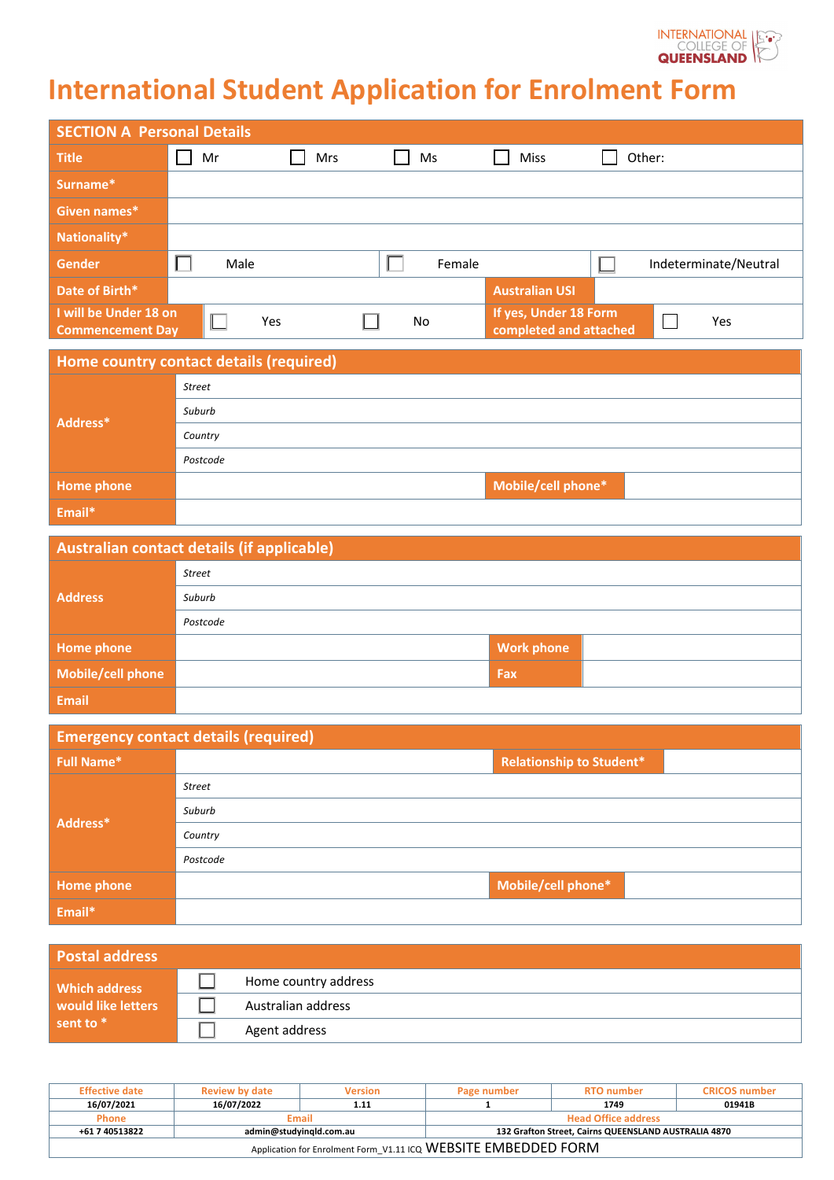# International Student Application for Enrolment Form

## SECTION A Personal Details

| | | | | | |
|---|---|---|---|---|---|
| **Title** | ☐ Mr | ☐ Mrs | ☐ Ms | ☐ Miss | ☐ Other: |
| **Surname*** | | | | | |
| **Given names*** | | | | | |
| **Nationality*** | | | | | |
| **Gender** | ☐ Male | ☐ Female | ☐ Indeterminate/Neutral | | |
| **Date of Birth*** | | **Australian USI** | | | |
| **I will be Under 18 on Commencement Day** | ☐ Yes | ☐ No | **If yes, Under 18 Form completed and attached** | ☐ Yes | |

## Home country contact details (required)

| | | | |
|---|---|---|---|
| **Address*** | *Street* | | |
| | *Suburb* | | |
| | *Country* | | |
| | *Postcode* | | |
| **Home phone** | | **Mobile/cell phone*** | |
| **Email*** | | | |

## Australian contact details (if applicable)

| | | | |
|---|---|---|---|
| **Address** | *Street* | | |
| | *Suburb* | | |
| | *Postcode* | | |
| **Home phone** | | **Work phone** | |
| **Mobile/cell phone** | | **Fax** | |
| **Email** | | | |

## Emergency contact details (required)

| | | | |
|---|---|---|---|
| **Full Name*** | | **Relationship to Student*** | |
| **Address*** | *Street* | | |
| | *Suburb* | | |
| | *Country* | | |
| | *Postcode* | | |
| **Home phone** | | **Mobile/cell phone*** | |
| **Email*** | | | |

## Postal address

| | |
|---|---|
| **Which address would like letters sent to *** | ☐ Home country address |
| | ☐ Australian address |
| | ☐ Agent address |

| Effective date | Review by date | Version | Page number | RTO number | CRICOS number |
|---|---|---|---|---|---|
| 16/07/2021 | 16/07/2022 | 1.11 | 1 | 1749 | 01941B |
| Phone | Email | | Head Office address | | |
| +61 7 40513822 | admin@studyinqld.com.au | | 132 Grafton Street, Cairns QUEENSLAND AUSTRALIA 4870 | | |

Application for Enrolment Form_V1.11 ICQ WEBSITE EMBEDDED FORM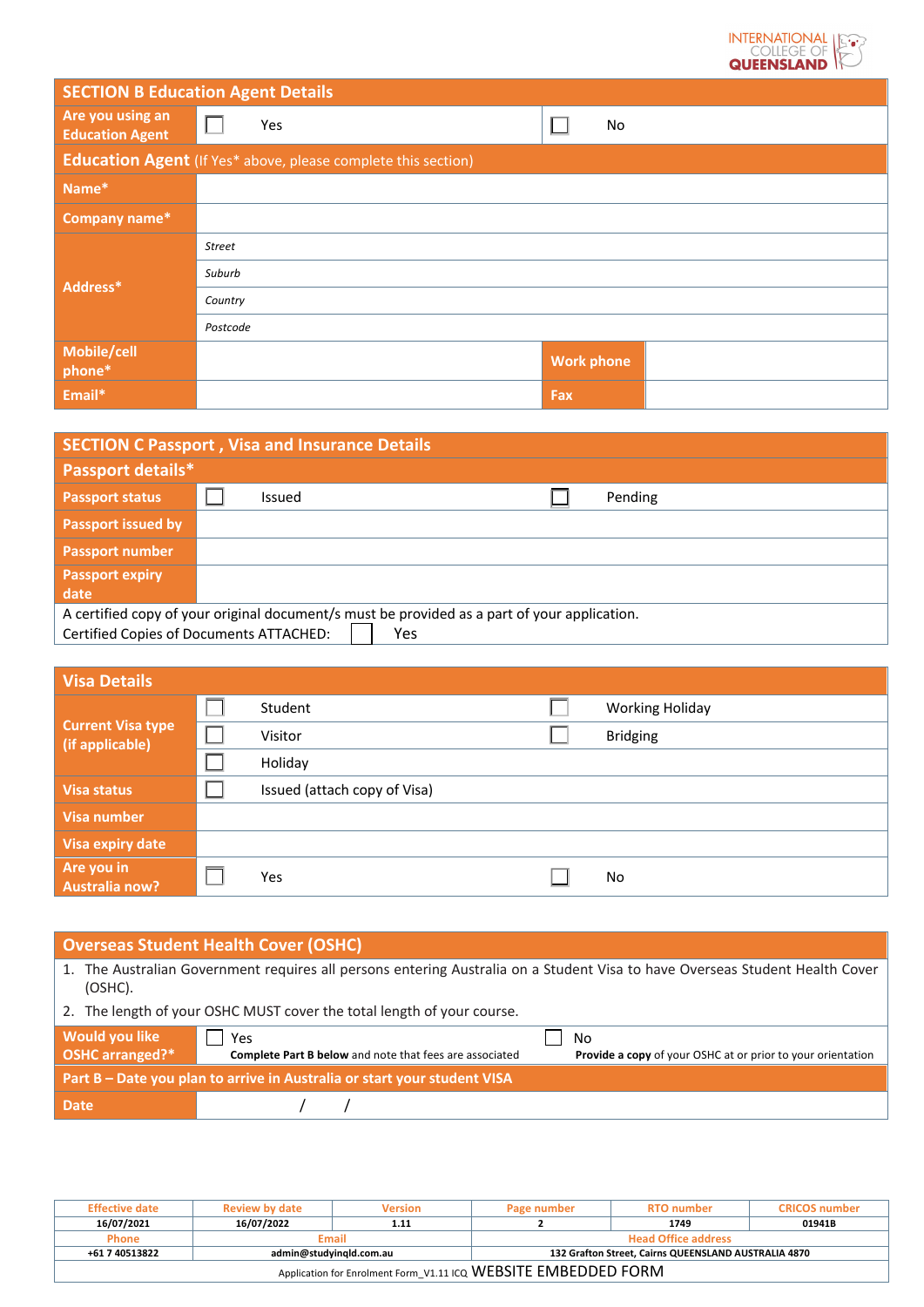| **SECTION B Education Agent Details** | | | |
|---|---|---|---|
| **Are you using an Education Agent** | ☐ Yes | | ☐ No |
| **Education Agent** (If Yes* above, please complete this section) | | | |
| **Name*** | | | |
| **Company name*** | | | |
| **Address*** | *Street* | | |
| | *Suburb* | | |
| | *Country* | | |
| | *Postcode* | | |
| **Mobile/cell phone*** | | **Work phone** | |
| **Email*** | | **Fax** | |

| **SECTION C Passport , Visa and Insurance Details** | | | |
|---|---|---|---|
| **Passport details*** | | | |
| **Passport status** | ☐ Issued | | ☐ Pending |
| **Passport issued by** | | | |
| **Passport number** | | | |
| **Passport expiry date** | | | |
| A certified copy of your original document/s must be provided as a part of your application. Certified Copies of Documents ATTACHED: ☐ Yes | | | |

| **Visa Details** | | |
|---|---|---|
| **Current Visa type (if applicable)** | ☐ Student | ☐ Working Holiday |
| | ☐ Visitor | ☐ Bridging |
| | ☐ Holiday | |
| **Visa status** | ☐ Issued (attach copy of Visa) | |
| **Visa number** | | |
| **Visa expiry date** | | |
| **Are you in Australia now?** | ☐ Yes | ☐ No |

| **Overseas Student Health Cover (OSHC)** | | |
|---|---|---|
| 1. The Australian Government requires all persons entering Australia on a Student Visa to have Overseas Student Health Cover (OSHC).<br>2. The length of your OSHC MUST cover the total length of your course. | | |
| **Would you like OSHC arranged?*** | ☐ Yes<br>**Complete Part B below** and note that fees are associated | ☐ No<br>**Provide a copy** of your OSHC at or prior to your orientation |
| **Part B – Date you plan to arrive in Australia or start your student VISA** | | |
| **Date** | / / | |

| Effective date | Review by date | Version | Page number | RTO number | CRICOS number |
|---|---|---|---|---|---|
| 16/07/2021 | 16/07/2022 | 1.11 | 2 | 1749 | 01941B |
| Phone | Email | | Head Office address | | |
| +61 7 40513822 | admin@studyinqld.com.au | | 132 Grafton Street, Cairns QUEENSLAND AUSTRALIA 4870 | | |

Application for Enrolment Form_V1.11 ICQ WEBSITE EMBEDDED FORM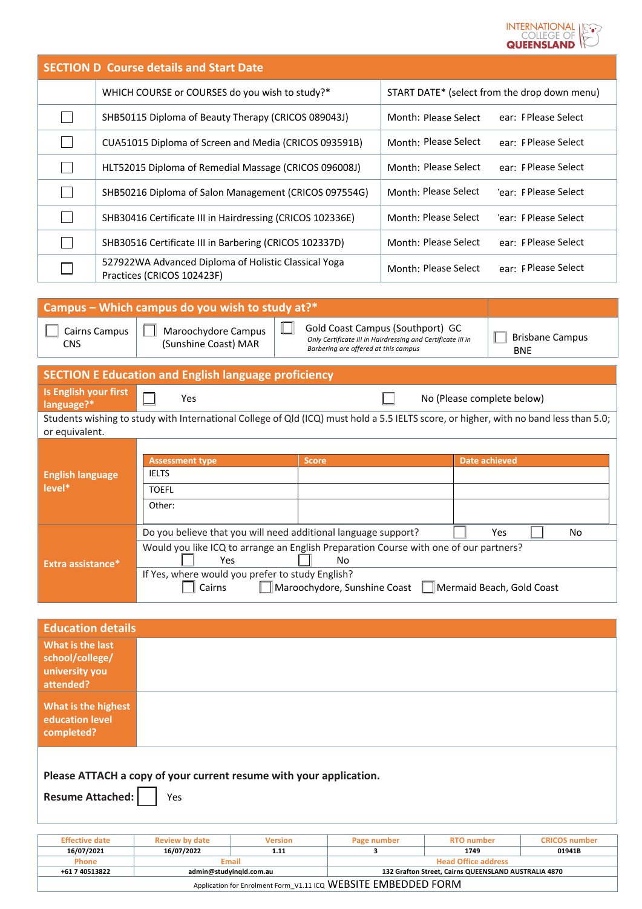## SECTION D Course details and Start Date

| | WHICH COURSE or COURSES do you wish to study?* | START DATE* (select from the drop down menu) |
|---|---|---|
| ☐ | SHB50115 Diploma of Beauty Therapy (CRICOS 089043J) | Month: Please Select Year: Please Select |
| ☐ | CUA51015 Diploma of Screen and Media (CRICOS 093591B) | Month: Please Select Year: Please Select |
| ☐ | HLT52015 Diploma of Remedial Massage (CRICOS 096008J) | Month: Please Select Year: Please Select |
| ☐ | SHB50216 Diploma of Salon Management (CRICOS 097554G) | Month: Please Select Year: Please Select |
| ☐ | SHB30416 Certificate III in Hairdressing (CRICOS 102336E) | Month: Please Select Year: Please Select |
| ☐ | SHB30516 Certificate III in Barbering (CRICOS 102337D) | Month: Please Select Year: Please Select |
| ☐ | 527922WA Advanced Diploma of Holistic Classical Yoga Practices (CRICOS 102423F) | Month: Please Select Year: Please Select |

## Campus – Which campus do you wish to study at?*

| ☐ Cairns Campus CNS | ☐ Maroochydore Campus (Sunshine Coast) MAR | ☐ Gold Coast Campus (Southport) GC *Only Certificate III in Hairdressing and Certificate III in Barbering are offered at this campus* | ☐ Brisbane Campus BNE |
|---|---|---|---|

## SECTION E Education and English language proficiency

**Is English your first language?*** ☐ Yes ☐ No (Please complete below)

Students wishing to study with International College of Qld (ICQ) must hold a 5.5 IELTS score, or higher, with no band less than 5.0; or equivalent.

**English language level***

| Assessment type | Score | Date achieved |
|---|---|---|
| IELTS | | |
| TOEFL | | |
| Other: | | |

**Extra assistance***

Do you believe that you will need additional language support? ☐ Yes ☐ No

Would you like ICQ to arrange an English Preparation Course with one of our partners? ☐ Yes ☐ No

If Yes, where would you prefer to study English? ☐ Cairns ☐ Maroochydore, Sunshine Coast ☐ Mermaid Beach, Gold Coast

## Education details

| | |
|---|---|
| **What is the last school/college/ university you attended?** | |
| **What is the highest education level completed?** | |

**Please ATTACH a copy of your current resume with your application.**

**Resume Attached:** ☐ Yes

| Effective date | Review by date | Version | Page number | RTO number | CRICOS number |
|---|---|---|---|---|---|
| 16/07/2021 | 16/07/2022 | 1.11 | 3 | 1749 | 01941B |

| Phone | Email | Head Office address |
|---|---|---|
| +61 7 40513822 | admin@studyinqld.com.au | 132 Grafton Street, Cairns QUEENSLAND AUSTRALIA 4870 |

Application for Enrolment Form_V1.11 ICQ WEBSITE EMBEDDED FORM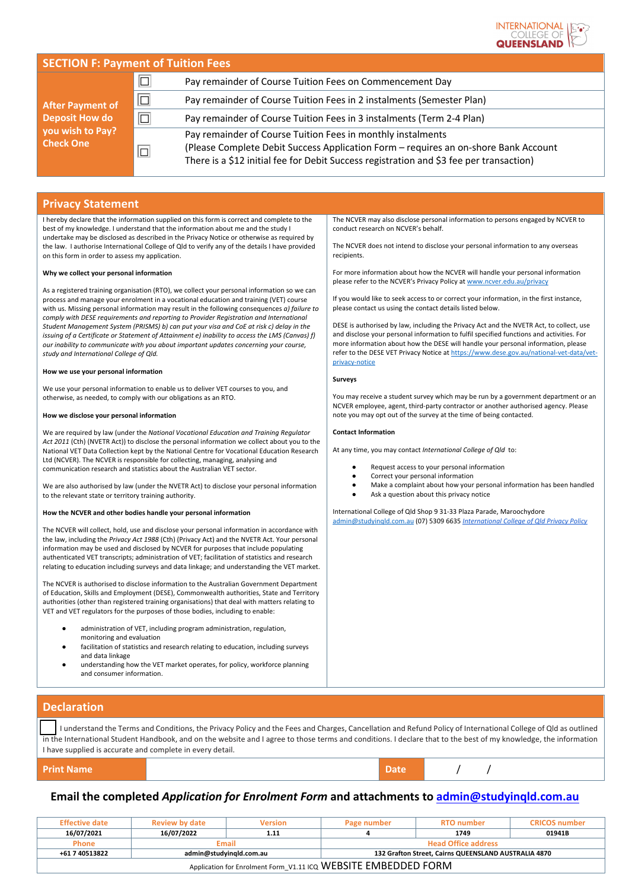## SECTION F: Payment of Tuition Fees

| | | |
|---|---|---|
| **After Payment of Deposit How do you wish to Pay? Check One** | ☐ | Pay remainder of Course Tuition Fees on Commencement Day |
| | ☐ | Pay remainder of Course Tuition Fees in 2 instalments (Semester Plan) |
| | ☐ | Pay remainder of Course Tuition Fees in 3 instalments (Term 2-4 Plan) |
| | ☐ | Pay remainder of Course Tuition Fees in monthly instalments (Please Complete Debit Success Application Form – requires an on-shore Bank Account There is a $12 initial fee for Debit Success registration and $3 fee per transaction) |

## Privacy Statement

I hereby declare that the information supplied on this form is correct and complete to the best of my knowledge. I understand that the information about me and the study I undertake may be disclosed as described in the Privacy Notice or otherwise as required by the law. I authorise International College of Qld to verify any of the details I have provided on this form in order to assess my application.

**Why we collect your personal information**

As a registered training organisation (RTO), we collect your personal information so we can process and manage your enrolment in a vocational education and training (VET) course with us. Missing personal information may result in the following consequences *a) failure to comply with DESE requirements and reporting to Provider Registration and International Student Management System (PRISMS) b) can put your visa and CoE at risk c) delay in the issuing of a Certificate or Statement of Attainment e) inability to access the LMS (Canvas) f) our inability to communicate with you about important updates concerning your course, study and International College of Qld.*

**How we use your personal information**

We use your personal information to enable us to deliver VET courses to you, and otherwise, as needed, to comply with our obligations as an RTO.

**How we disclose your personal information**

We are required by law (under the *National Vocational Education and Training Regulator Act 2011* (Cth) (NVETR Act)) to disclose the personal information we collect about you to the National VET Data Collection kept by the National Centre for Vocational Education Research Ltd (NCVER). The NCVER is responsible for collecting, managing, analysing and communication research and statistics about the Australian VET sector.

We are also authorised by law (under the NVETR Act) to disclose your personal information to the relevant state or territory training authority.

**How the NCVER and other bodies handle your personal information**

The NCVER will collect, hold, use and disclose your personal information in accordance with the law, including the *Privacy Act 1988* (Cth) (Privacy Act) and the NVETR Act. Your personal information may be used and disclosed by NCVER for purposes that include populating authenticated VET transcripts; administration of VET; facilitation of statistics and research relating to education including surveys and data linkage; and understanding the VET market.

The NCVER is authorised to disclose information to the Australian Government Department of Education, Skills and Employment (DESE), Commonwealth authorities, State and Territory authorities (other than registered training organisations) that deal with matters relating to VET and VET regulators for the purposes of those bodies, including to enable:

- administration of VET, including program administration, regulation, monitoring and evaluation
- facilitation of statistics and research relating to education, including surveys and data linkage
- understanding how the VET market operates, for policy, workforce planning and consumer information.

The NCVER may also disclose personal information to persons engaged by NCVER to conduct research on NCVER's behalf.

The NCVER does not intend to disclose your personal information to any overseas recipients.

For more information about how the NCVER will handle your personal information please refer to the NCVER's Privacy Policy at www.ncver.edu.au/privacy

If you would like to seek access to or correct your information, in the first instance, please contact us using the contact details listed below.

DESE is authorised by law, including the Privacy Act and the NVETR Act, to collect, use and disclose your personal information to fulfil specified functions and activities. For more information about how the DESE will handle your personal information, please refer to the DESE VET Privacy Notice at https://www.dese.gov.au/national-vet-data/vet-privacy-notice

**Surveys**

You may receive a student survey which may be run by a government department or an NCVER employee, agent, third-party contractor or another authorised agency. Please note you may opt out of the survey at the time of being contacted.

**Contact Information**

At any time, you may contact *International College of Qld* to:

- Request access to your personal information
- Correct your personal information
- Make a complaint about how your personal information has been handled
- Ask a question about this privacy notice

International College of Qld Shop 9 31-33 Plaza Parade, Maroochydore
admin@studyinqld.com.au (07) 5309 6635 *International College of Qld Privacy Policy*

## Declaration

☐ I understand the Terms and Conditions, the Privacy Policy and the Fees and Charges, Cancellation and Refund Policy of International College of Qld as outlined in the International Student Handbook, and on the website and I agree to those terms and conditions. I declare that to the best of my knowledge, the information I have supplied is accurate and complete in every detail.

| | | | |
|---|---|---|---|
| **Print Name** | | **Date** | / / |

### Email the completed *Application for Enrolment Form* and attachments to admin@studyinqld.com.au

| Effective date | Review by date | Version | Page number | RTO number | CRICOS number |
|---|---|---|---|---|---|
| 16/07/2021 | 16/07/2022 | 1.11 | 4 | 1749 | 01941B |
| Phone | Email | | Head Office address | | |
| +61 7 40513822 | admin@studyinqld.com.au | | 132 Grafton Street, Cairns QUEENSLAND AUSTRALIA 4870 | | |

Application for Enrolment Form_V1.11 ICQ WEBSITE EMBEDDED FORM